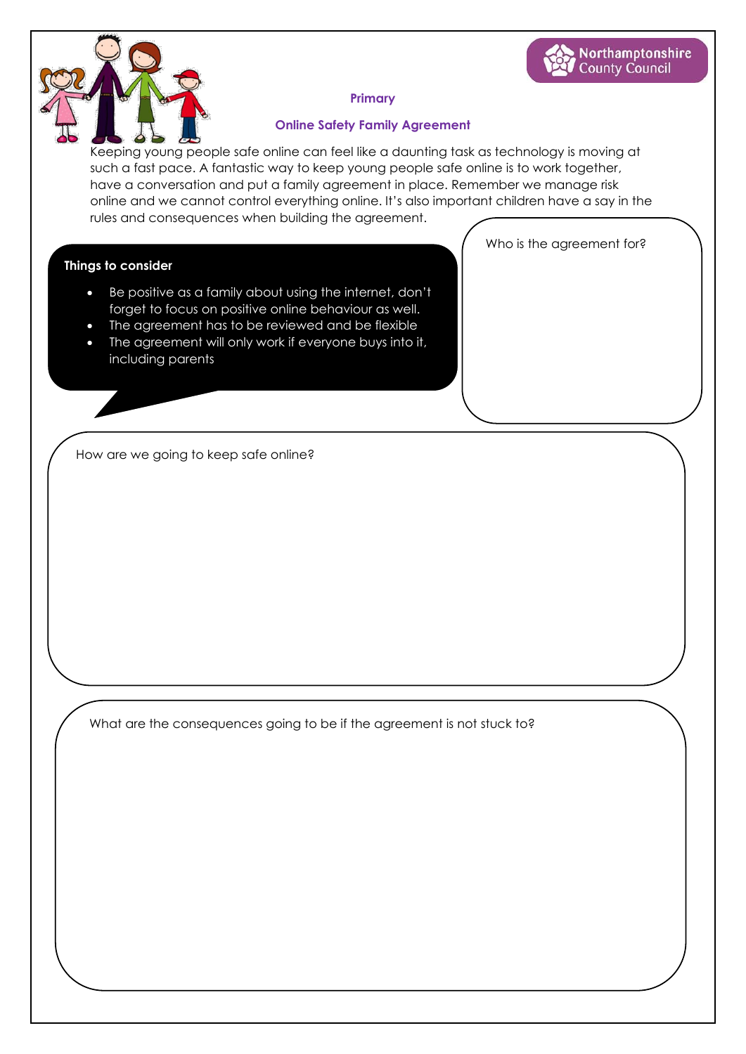Northamptonshire County Council

## Primary

## Online Safety Family Agreement

Keeping young people safe online can feel like a daunting task as technology is moving at such a fast pace. A fantastic way to keep young people safe online is to work together, have a conversation and put a family agreement in place. Remember we manage risk online and we cannot control everything online. It's also important children have a say in the rules and consequences when building the agreement.

**Things to consider**

- Be positive as a family about using the internet, don't forget to focus on positive online behaviour as well.
- The agreement has to be reviewed and be flexible
- The agreement will only work if everyone buys into it, including parents

Who is the agreement for?

How are we going to keep safe online?

What are the consequences going to be if the agreement is not stuck to?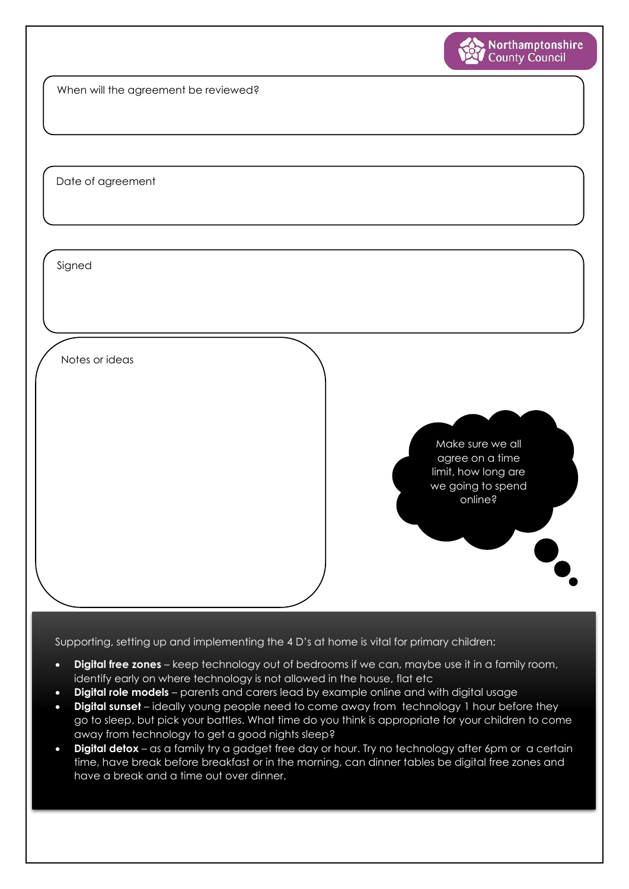When will the agreement be reviewed?

Date of agreement

Signed

Notes or ideas

Make sure we all agree on a time limit, how long are we going to spend online?

Supporting, setting up and implementing the 4 D's at home is vital for primary children:

- **Digital free zones** – keep technology out of bedrooms if we can, maybe use it in a family room, identify early on where technology is not allowed in the house, flat etc
- **Digital role models** – parents and carers lead by example online and with digital usage
- **Digital sunset** – ideally young people need to come away from technology 1 hour before they go to sleep, but pick your battles. What time do you think is appropriate for your children to come away from technology to get a good nights sleep?
- **Digital detox** – as a family try a gadget free day or hour. Try no technology after 6pm or a certain time, have break before breakfast or in the morning, can dinner tables be digital free zones and have a break and a time out over dinner.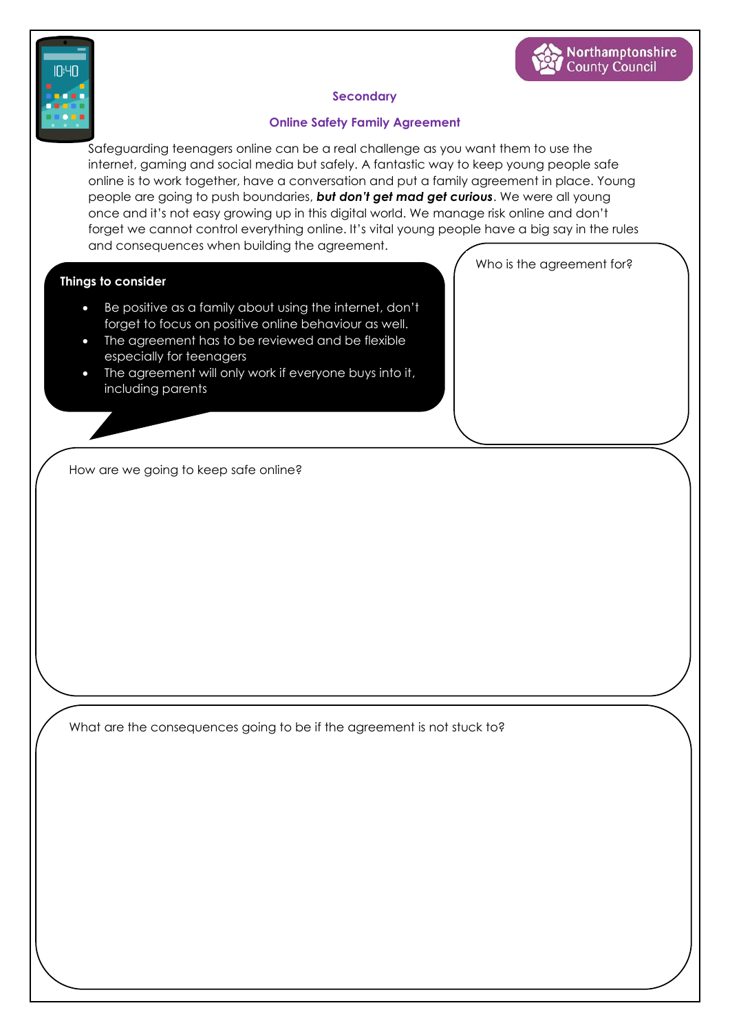Northamptonshire County Council

## Secondary

## Online Safety Family Agreement

Safeguarding teenagers online can be a real challenge as you want them to use the internet, gaming and social media but safely. A fantastic way to keep young people safe online is to work together, have a conversation and put a family agreement in place. Young people are going to push boundaries, ***but don't get mad get curious***. We were all young once and it's not easy growing up in this digital world. We manage risk online and don't forget we cannot control everything online. It's vital young people have a big say in the rules and consequences when building the agreement.

**Things to consider**

- Be positive as a family about using the internet, don't forget to focus on positive online behaviour as well.
- The agreement has to be reviewed and be flexible especially for teenagers
- The agreement will only work if everyone buys into it, including parents

Who is the agreement for?

How are we going to keep safe online?

What are the consequences going to be if the agreement is not stuck to?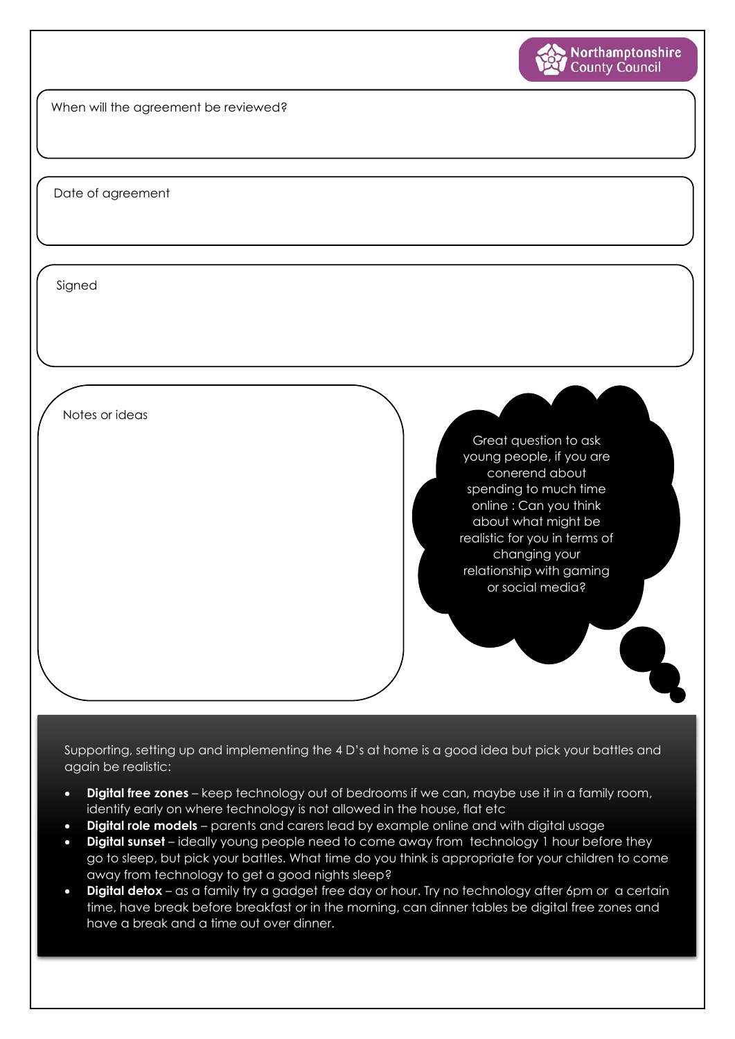Northamptonshire County Council

When will the agreement be reviewed?

Date of agreement

Signed

Notes or ideas

Great question to ask young people, if you are conerend about spending to much time online : Can you think about what might be realistic for you in terms of changing your relationship with gaming or social media?

Supporting, setting up and implementing the 4 D's at home is a good idea but pick your battles and again be realistic:

- **Digital free zones** – keep technology out of bedrooms if we can, maybe use it in a family room, identify early on where technology is not allowed in the house, flat etc
- **Digital role models** – parents and carers lead by example online and with digital usage
- **Digital sunset** – ideally young people need to come away from technology 1 hour before they go to sleep, but pick your battles. What time do you think is appropriate for your children to come away from technology to get a good nights sleep?
- **Digital detox** – as a family try a gadget free day or hour. Try no technology after 6pm or a certain time, have break before breakfast or in the morning, can dinner tables be digital free zones and have a break and a time out over dinner.